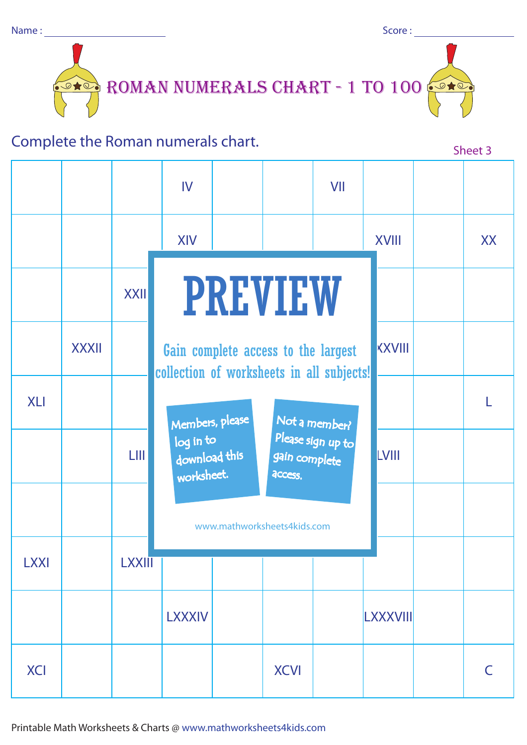Name : ______________________ Score : ________________

# ROMAN NUMERALS CHART - 1 TO 100

Complete the Roman numerals chart.

Sheet 3

| | | | IV | | | VII | | | |
|---|---|---|---|---|---|---|---|---|---|
| | | | XIV | | | | XVIII | | XX |
| | | XXII | | | | | | | |
| | XXXII | | | | | | XXXVIII | | |
| XLI | | | | | | | | | L |
| | | LIII | | | | | LVIII | | |
| | | | | | | | | | |
| LXXI | | LXXIII | | | | | | | |
| | | | LXXXIV | | | | LXXXVIII | | |
| XCI | | | | | XCVI | | | | C |

PREVIEW

Gain complete access to the largest collection of worksheets in all subjects!

Members, please log in to download this worksheet.

Not a member? Please sign up to gain complete access.

www.mathworksheets4kids.com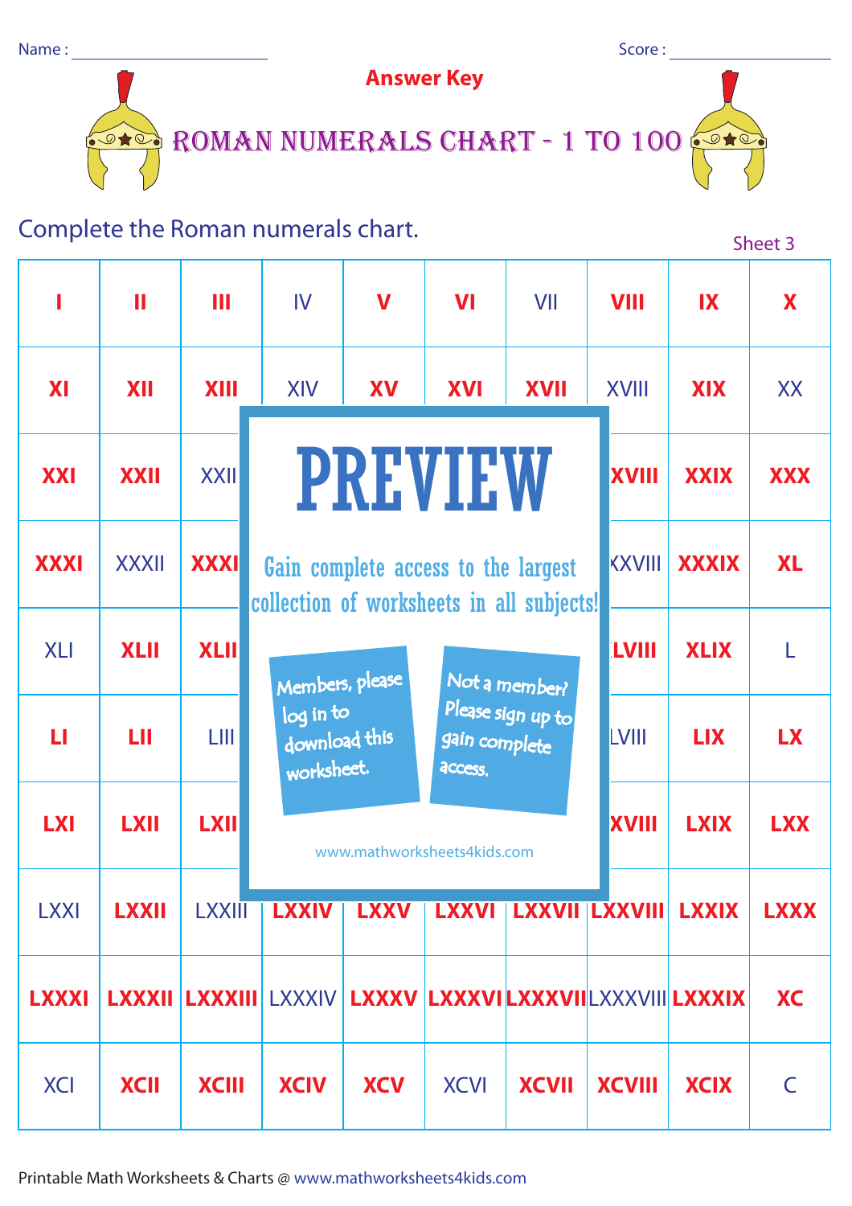Name : ____________________ Score : ____________________

**Answer Key**

# ROMAN NUMERALS CHART - 1 TO 100

Complete the Roman numerals chart.

Sheet 3

| | | | | | | | | | |
|---|---|---|---|---|---|---|---|---|---|
| **I** | **II** | **III** | IV | **V** | **VI** | VII | **VIII** | **IX** | **X** |
| **XI** | **XII** | **XIII** | XIV | **XV** | **XVI** | **XVII** | XVIII | **XIX** | XX |
| **XXI** | **XXII** | XXII | | | | | **XVIII** | **XXIX** | **XXX** |
| **XXXI** | XXXII | **XXXI** | | | | | XXVIII | **XXXIX** | **XL** |
| XLI | **XLII** | **XLII** | | | | | **LVIII** | **XLIX** | L |
| **LI** | **LII** | LIII | | | | | LVIII | **LIX** | **LX** |
| **LXI** | **LXII** | **LXII** | | | | | **XVIII** | **LXIX** | **LXX** |
| LXXI | **LXXII** | LXXIII | **LXXIV** | **LXXV** | **LXXVI** | **LXXVII** | **LXXVIII** | **LXXIX** | **LXXX** |
| **LXXXI** | **LXXXII** | **LXXXIII** | LXXXIV | **LXXXV** | **LXXXVI** | **LXXXVII** | LXXXVIII | **LXXXIX** | **XC** |
| XCI | **XCII** | **XCIII** | **XCIV** | **XCV** | XCVI | **XCVII** | **XCVIII** | **XCIX** | C |

PREVIEW

Gain complete access to the largest collection of worksheets in all subjects!

Members, please log in to download this worksheet.

Not a member? Please sign up to gain complete access.

www.mathworksheets4kids.com